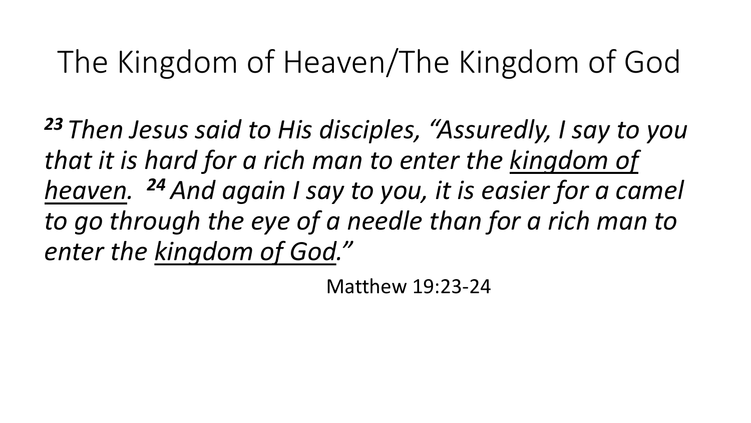# The Kingdom of Heaven/The Kingdom of God

***23*** *Then Jesus said to His disciples, "Assuredly, I say to you that it is hard for a rich man to enter the <u>kingdom of heaven</u>.* ***24*** *And again I say to you, it is easier for a camel to go through the eye of a needle than for a rich man to enter the <u>kingdom of God</u>."*

Matthew 19:23-24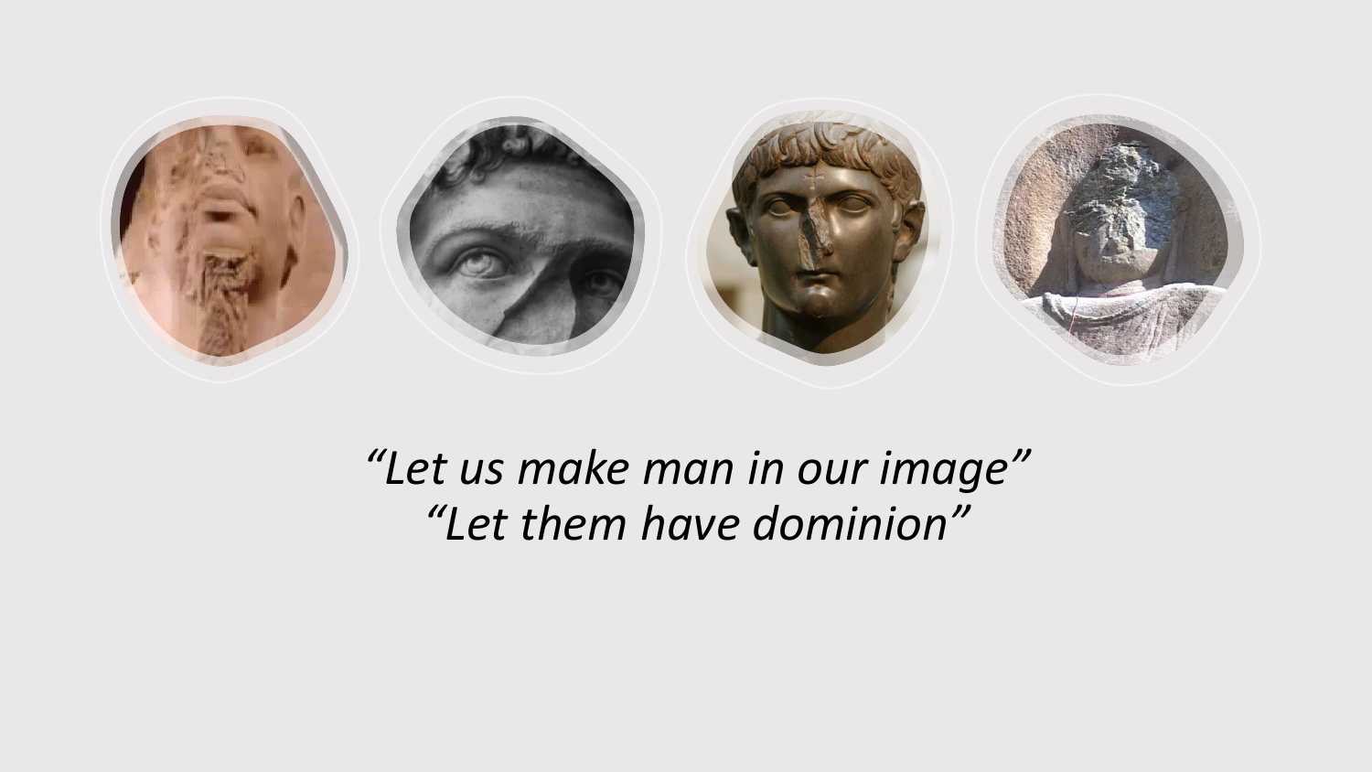*"Let us make man in our image"*
*"Let them have dominion"*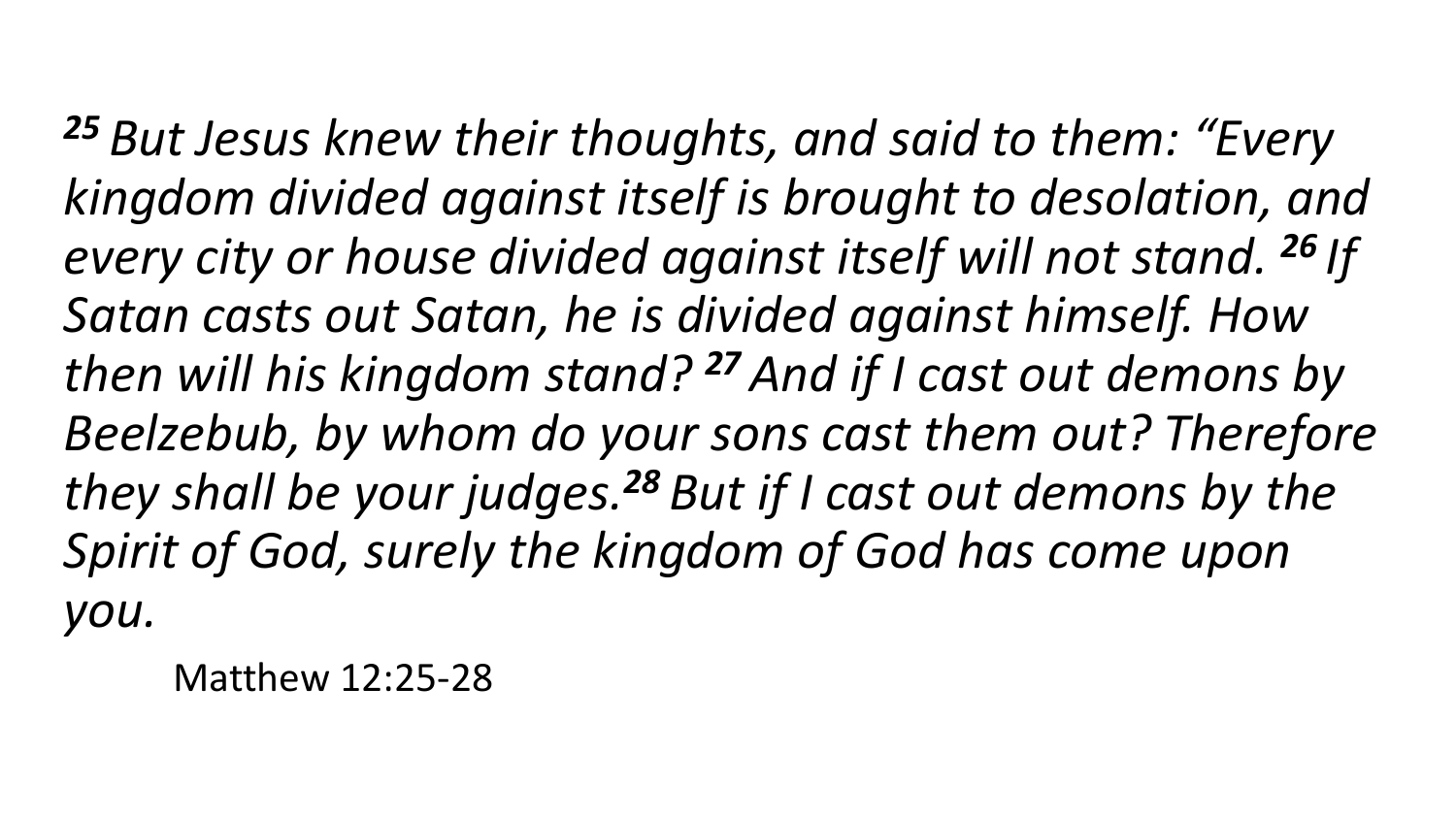*[25] But Jesus knew their thoughts, and said to them: "Every kingdom divided against itself is brought to desolation, and every city or house divided against itself will not stand. [26] If Satan casts out Satan, he is divided against himself. How then will his kingdom stand? [27] And if I cast out demons by Beelzebub, by whom do your sons cast them out? Therefore they shall be your judges.[28] But if I cast out demons by the Spirit of God, surely the kingdom of God has come upon you.*

Matthew 12:25-28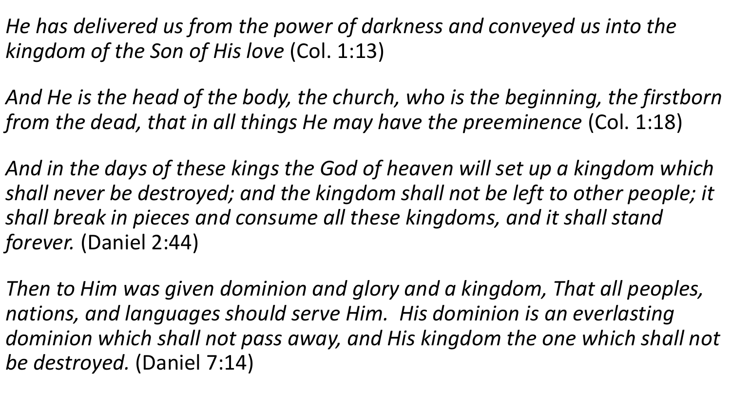*He has delivered us from the power of darkness and conveyed us into the kingdom of the Son of His love* (Col. 1:13)

*And He is the head of the body, the church, who is the beginning, the firstborn from the dead, that in all things He may have the preeminence* (Col. 1:18)

*And in the days of these kings the God of heaven will set up a kingdom which shall never be destroyed; and the kingdom shall not be left to other people; it shall break in pieces and consume all these kingdoms, and it shall stand forever.* (Daniel 2:44)

*Then to Him was given dominion and glory and a kingdom, That all peoples, nations, and languages should serve Him.  His dominion is an everlasting dominion which shall not pass away, and His kingdom the one which shall not be destroyed.* (Daniel 7:14)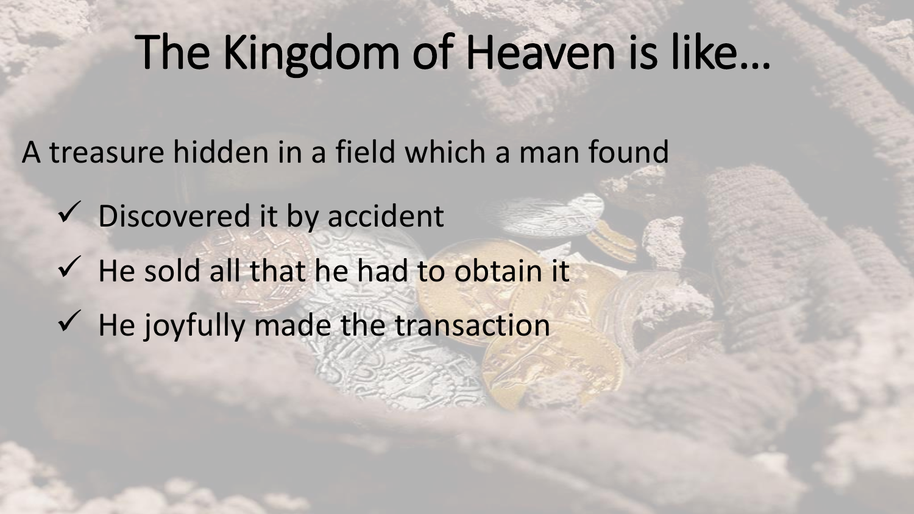# The Kingdom of Heaven is like…

A treasure hidden in a field which a man found

- ✓ Discovered it by accident
- ✓ He sold all that he had to obtain it
- ✓ He joyfully made the transaction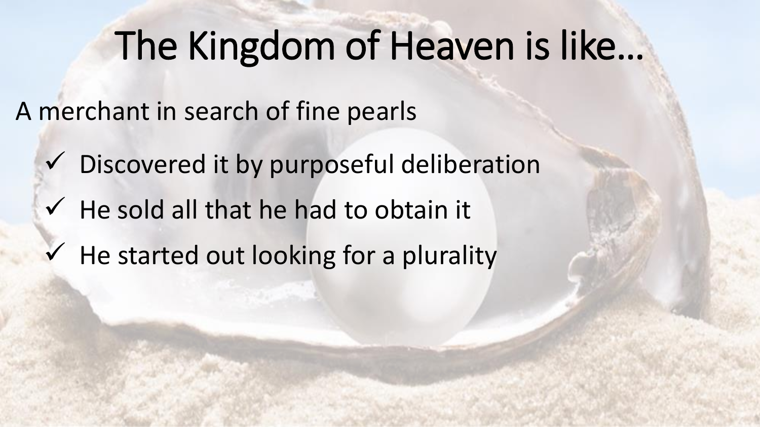# The Kingdom of Heaven is like…

A merchant in search of fine pearls

- ✓ Discovered it by purposeful deliberation
- ✓ He sold all that he had to obtain it
- ✓ He started out looking for a plurality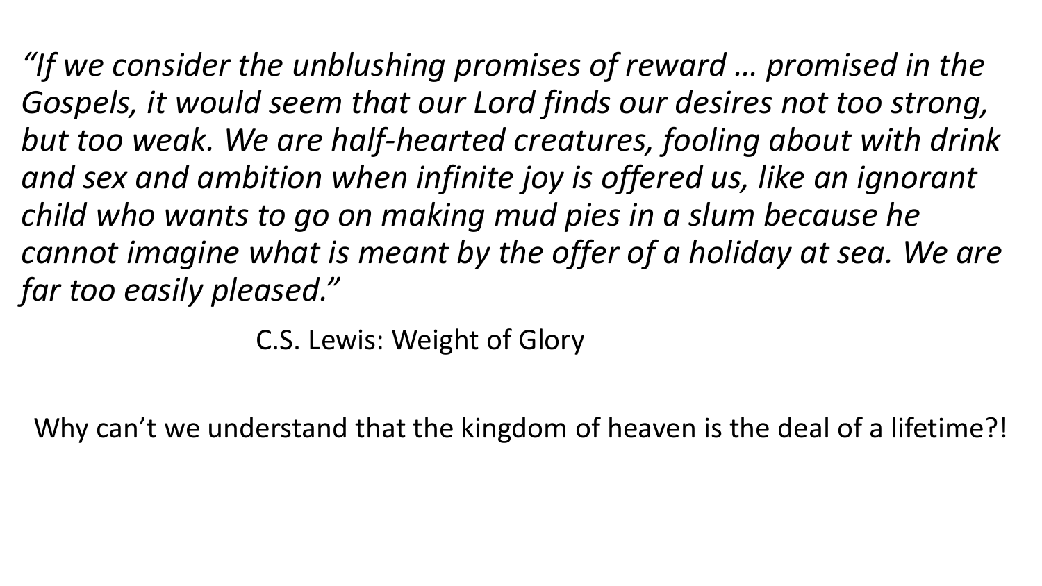*"If we consider the unblushing promises of reward … promised in the Gospels, it would seem that our Lord finds our desires not too strong, but too weak. We are half-hearted creatures, fooling about with drink and sex and ambition when infinite joy is offered us, like an ignorant child who wants to go on making mud pies in a slum because he cannot imagine what is meant by the offer of a holiday at sea. We are far too easily pleased."*

C.S. Lewis: Weight of Glory

Why can't we understand that the kingdom of heaven is the deal of a lifetime?!